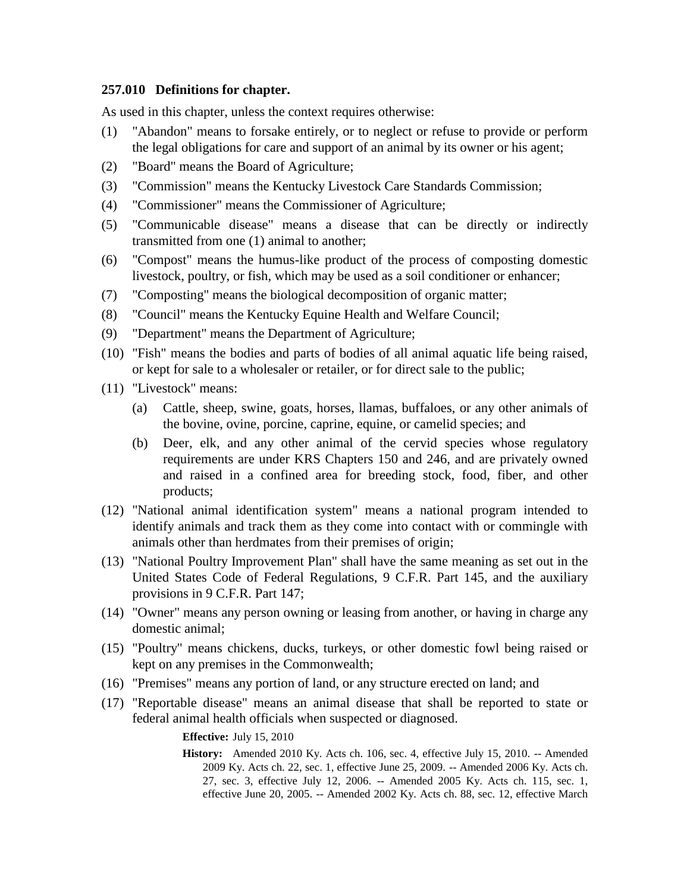**257.010 Definitions for chapter.**

As used in this chapter, unless the context requires otherwise:

(1) "Abandon" means to forsake entirely, or to neglect or refuse to provide or perform the legal obligations for care and support of an animal by its owner or his agent;

(2) "Board" means the Board of Agriculture;

(3) "Commission" means the Kentucky Livestock Care Standards Commission;

(4) "Commissioner" means the Commissioner of Agriculture;

(5) "Communicable disease" means a disease that can be directly or indirectly transmitted from one (1) animal to another;

(6) "Compost" means the humus-like product of the process of composting domestic livestock, poultry, or fish, which may be used as a soil conditioner or enhancer;

(7) "Composting" means the biological decomposition of organic matter;

(8) "Council" means the Kentucky Equine Health and Welfare Council;

(9) "Department" means the Department of Agriculture;

(10) "Fish" means the bodies and parts of bodies of all animal aquatic life being raised, or kept for sale to a wholesaler or retailer, or for direct sale to the public;

(11) "Livestock" means:

  (a) Cattle, sheep, swine, goats, horses, llamas, buffaloes, or any other animals of the bovine, ovine, porcine, caprine, equine, or camelid species; and

  (b) Deer, elk, and any other animal of the cervid species whose regulatory requirements are under KRS Chapters 150 and 246, and are privately owned and raised in a confined area for breeding stock, food, fiber, and other products;

(12) "National animal identification system" means a national program intended to identify animals and track them as they come into contact with or commingle with animals other than herdmates from their premises of origin;

(13) "National Poultry Improvement Plan" shall have the same meaning as set out in the United States Code of Federal Regulations, 9 C.F.R. Part 145, and the auxiliary provisions in 9 C.F.R. Part 147;

(14) "Owner" means any person owning or leasing from another, or having in charge any domestic animal;

(15) "Poultry" means chickens, ducks, turkeys, or other domestic fowl being raised or kept on any premises in the Commonwealth;

(16) "Premises" means any portion of land, or any structure erected on land; and

(17) "Reportable disease" means an animal disease that shall be reported to state or federal animal health officials when suspected or diagnosed.

**Effective:** July 15, 2010

**History:** Amended 2010 Ky. Acts ch. 106, sec. 4, effective July 15, 2010. -- Amended 2009 Ky. Acts ch. 22, sec. 1, effective June 25, 2009. -- Amended 2006 Ky. Acts ch. 27, sec. 3, effective July 12, 2006. -- Amended 2005 Ky. Acts ch. 115, sec. 1, effective June 20, 2005. -- Amended 2002 Ky. Acts ch. 88, sec. 12, effective March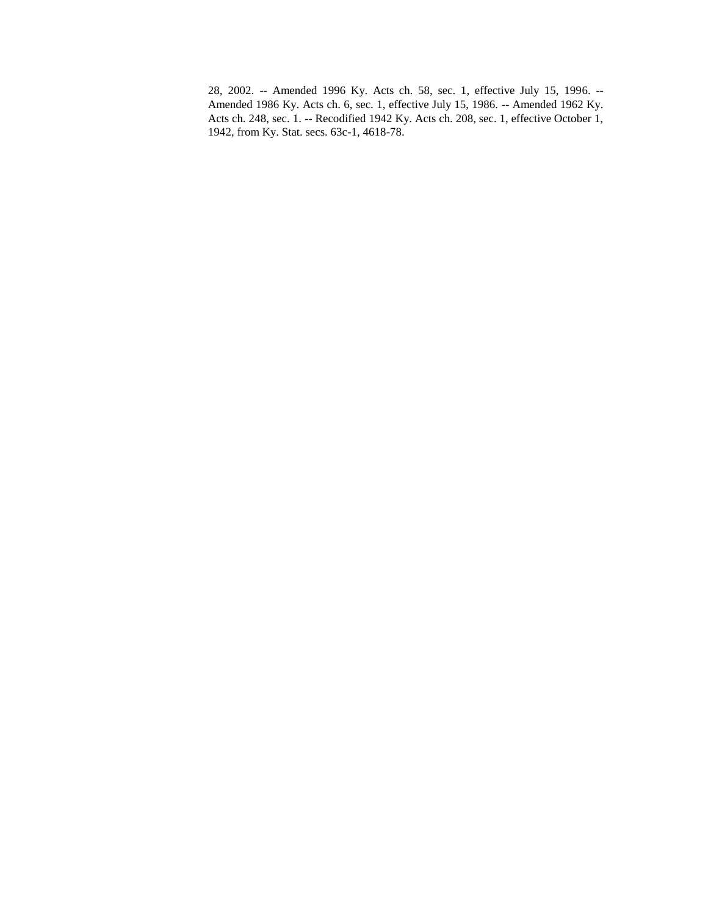28, 2002. -- Amended 1996 Ky. Acts ch. 58, sec. 1, effective July 15, 1996. -- Amended 1986 Ky. Acts ch. 6, sec. 1, effective July 15, 1986. -- Amended 1962 Ky. Acts ch. 248, sec. 1. -- Recodified 1942 Ky. Acts ch. 208, sec. 1, effective October 1, 1942, from Ky. Stat. secs. 63c-1, 4618-78.